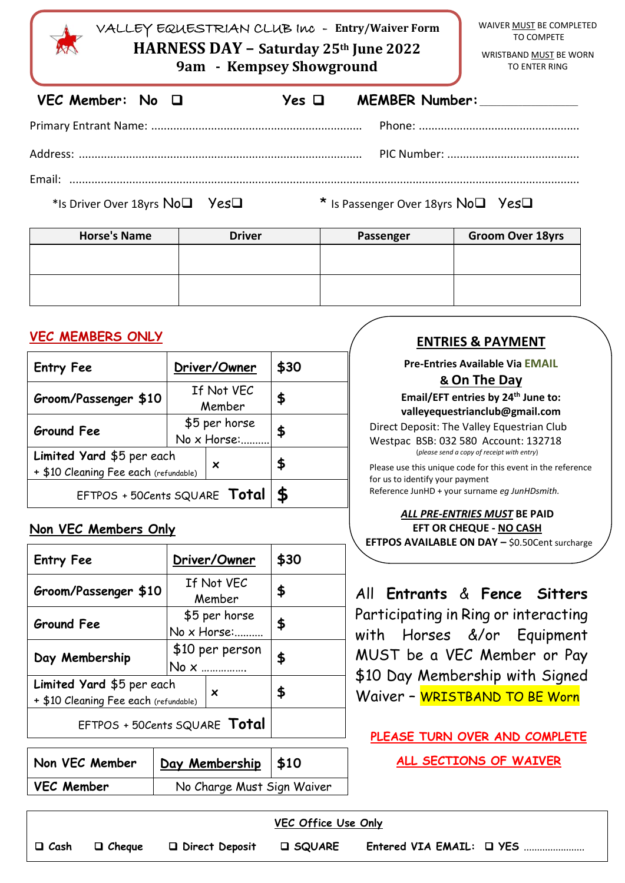# VALLEY EQUESTRIAN CLUB Inc - Entry/Waiver Form

## HARNESS DAY – Saturday 25th June 2022

## 9am - Kempsey Showground

WAIVER MUST BE COMPLETED TO COMPETE

WRISTBAND MUST BE WORN TO ENTER RING

**VEC Member: No ❑ Yes ❑ MEMBER Number:**______________

Primary Entrant Name: .................................................................. Phone: ..................................................

Address: ........................................................................................ PIC Number: ..........................................

Email: ..............................................................................................................................................................

*Is Driver Over 18yrs No❑ Yes❑ * Is Passenger Over 18yrs No❑ Yes❑

| Horse's Name | Driver | Passenger | Groom Over 18yrs |
|---|---|---|---|
| | | | |
| | | | |

## VEC MEMBERS ONLY

| Entry Fee | Driver/Owner | $30 |
|---|---|---|
| Groom/Passenger $10 | If Not VEC Member | $ |
| Ground Fee | $5 per horse No x Horse:......... | $ |
| Limited Yard $5 per each + $10 Cleaning Fee each (refundable) | x | $ |
| EFTPOS + 50Cents SQUARE **Total** | | $ |

## Non VEC Members Only

| Entry Fee | Driver/Owner | $30 |
|---|---|---|
| Groom/Passenger $10 | If Not VEC Member | $ |
| Ground Fee | $5 per horse No x Horse:......... | $ |
| Day Membership | $10 per person No x ............... | $ |
| Limited Yard $5 per each + $10 Cleaning Fee each (refundable) | x | $ |
| EFTPOS + 50Cents SQUARE **Total** | | |

| Non VEC Member | Day Membership | $10 |
|---|---|---|
| VEC Member | No Charge Must Sign Waiver | |

## ENTRIES & PAYMENT

**Pre-Entries Available Via EMAIL**

**& On The Day**

**Email/EFT entries by 24th June to:**
**valleyequestrianclub@gmail.com**

Direct Deposit: The Valley Equestrian Club
Westpac BSB: 032 580 Account: 132718
*(please send a copy of receipt with entry)*

Please use this unique code for this event in the reference for us to identify your payment
Reference JunHD + your surname *eg JunHDsmith.*

***ALL PRE-ENTRIES MUST*** **BE PAID**
**EFT OR CHEQUE - NO CASH**
**EFTPOS AVAILABLE ON DAY –** $0.50Cent surcharge

All **Entrants & Fence Sitters** Participating in Ring or interacting with Horses &/or Equipment MUST be a VEC Member or Pay $10 Day Membership with Signed Waiver – WRISTBAND TO BE Worn

**PLEASE TURN OVER AND COMPLETE**

**ALL SECTIONS OF WAIVER**

**VEC Office Use Only**

❑ Cash ❑ Cheque ❑ Direct Deposit ❑ SQUARE Entered VIA EMAIL: ❑ YES .......................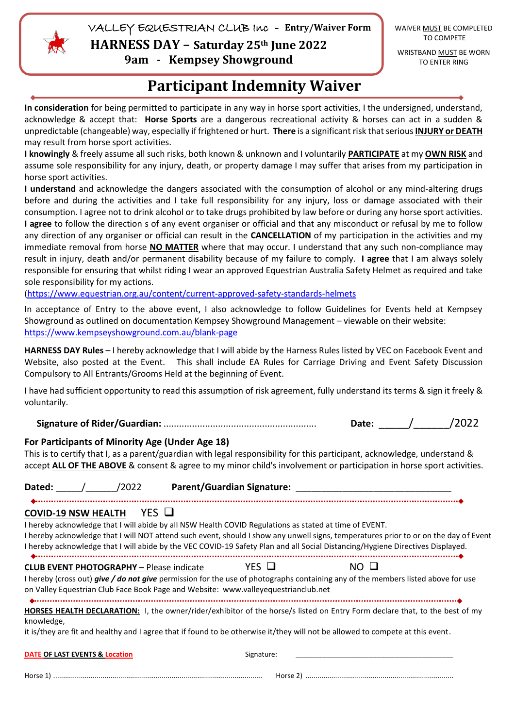VALLEY EQUESTRIAN CLUB Inc - **Entry/Waiver Form**

**HARNESS DAY – Saturday 25th June 2022**

**9am - Kempsey Showground**

WAIVER MUST BE COMPLETED TO COMPETE

WRISTBAND MUST BE WORN TO ENTER RING

# Participant Indemnity Waiver

**In consideration** for being permitted to participate in any way in horse sport activities, I the undersigned, understand, acknowledge & accept that: **Horse Sports** are a dangerous recreational activity & horses can act in a sudden & unpredictable (changeable) way, especially if frightened or hurt. **There** is a significant risk that serious **INJURY or DEATH** may result from horse sport activities.

**I knowingly** & freely assume all such risks, both known & unknown and I voluntarily **PARTICIPATE** at my **OWN RISK** and assume sole responsibility for any injury, death, or property damage I may suffer that arises from my participation in horse sport activities.

**I understand** and acknowledge the dangers associated with the consumption of alcohol or any mind-altering drugs before and during the activities and I take full responsibility for any injury, loss or damage associated with their consumption. I agree not to drink alcohol or to take drugs prohibited by law before or during any horse sport activities.

**I agree** to follow the direction s of any event organiser or official and that any misconduct or refusal by me to follow any direction of any organiser or official can result in the **CANCELLATION** of my participation in the activities and my immediate removal from horse **NO MATTER** where that may occur. I understand that any such non-compliance may result in injury, death and/or permanent disability because of my failure to comply. **I agree** that I am always solely responsible for ensuring that whilst riding I wear an approved Equestrian Australia Safety Helmet as required and take sole responsibility for my actions.

(https://www.equestrian.org.au/content/current-approved-safety-standards-helmets

In acceptance of Entry to the above event, I also acknowledge to follow Guidelines for Events held at Kempsey Showground as outlined on documentation Kempsey Showground Management – viewable on their website: https://www.kempseyshowground.com.au/blank-page

**HARNESS DAY Rules** – I hereby acknowledge that I will abide by the Harness Rules listed by VEC on Facebook Event and Website, also posted at the Event. This shall include EA Rules for Carriage Driving and Event Safety Discussion Compulsory to All Entrants/Grooms Held at the beginning of Event.

I have had sufficient opportunity to read this assumption of risk agreement, fully understand its terms & sign it freely & voluntarily.

**Signature of Rider/Guardian:** ........................................................... **Date:** _____/______/2022

### For Participants of Minority Age (Under Age 18)

This is to certify that I, as a parent/guardian with legal responsibility for this participant, acknowledge, understand & accept **ALL OF THE ABOVE** & consent & agree to my minor child's involvement or participation in horse sport activities.

**Dated:** _____/______/2022 **Parent/Guardian Signature:** ______________________________

**COVID-19 NSW HEALTH** YES ☐

I hereby acknowledge that I will abide by all NSW Health COVID Regulations as stated at time of EVENT.

I hereby acknowledge that I will NOT attend such event, should I show any unwell signs, temperatures prior to or on the day of Event

I hereby acknowledge that I will abide by the VEC COVID-19 Safety Plan and all Social Distancing/Hygiene Directives Displayed.

**CLUB EVENT PHOTOGRAPHY** – Please indicate YES ☐ NO ☐

I hereby (cross out) ***give / do not give*** permission for the use of photographs containing any of the members listed above for use on Valley Equestrian Club Face Book Page and Website: www.valleyequestrianclub.net

**HORSES HEALTH DECLARATION:** I, the owner/rider/exhibitor of the horse/s listed on Entry Form declare that, to the best of my knowledge,

it is/they are fit and healthy and I agree that if found to be otherwise it/they will not be allowed to compete at this event.

**DATE OF LAST EVENTS & Location** Signature: ______________________________________

Horse 1) ........................................................................................................ Horse 2) ..........................................................................